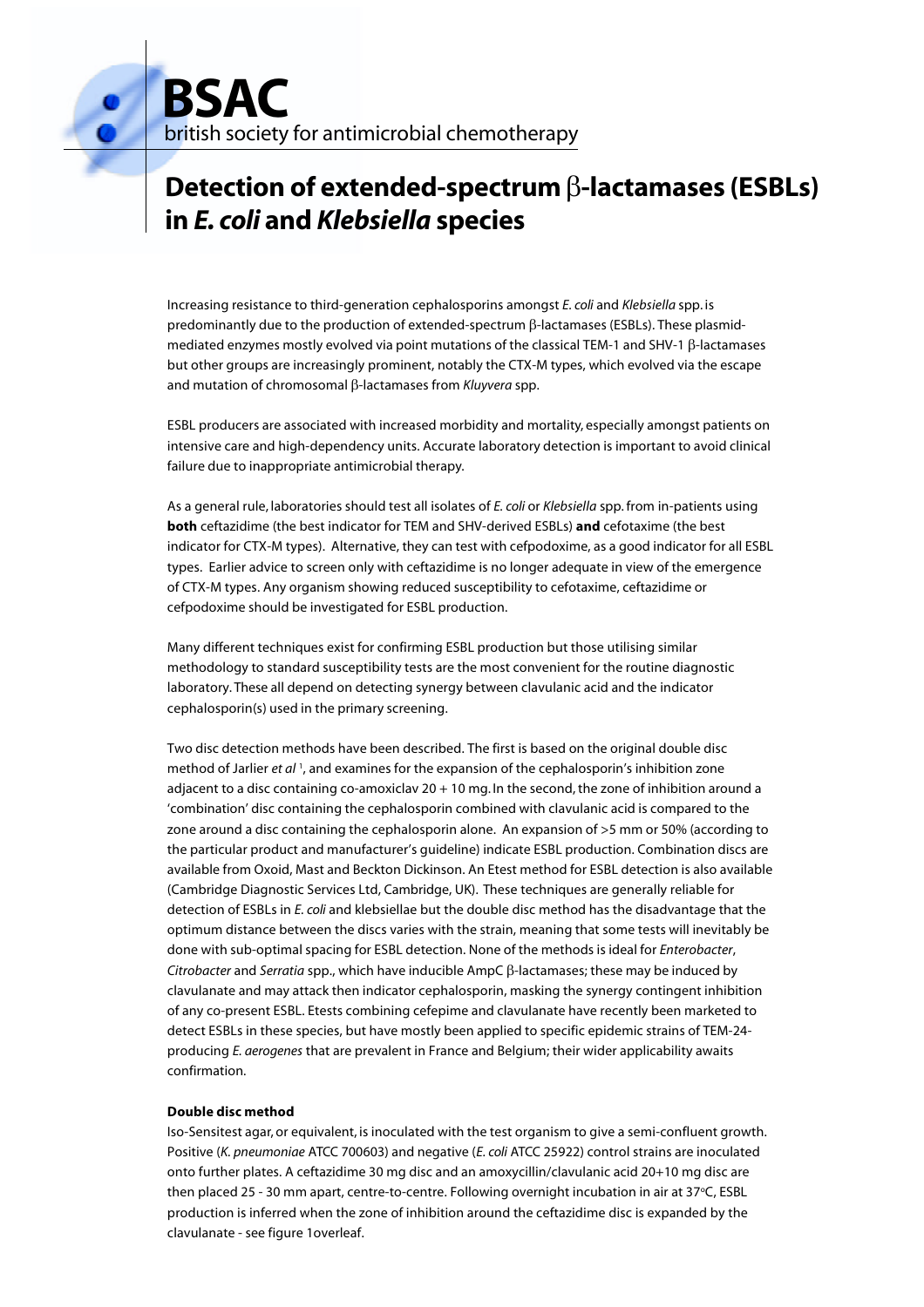# BSAC

british society for antimicrobial chemotherapy

## Detection of extended-spectrum β-lactamases (ESBLs) in *E. coli* and *Klebsiella* species

Increasing resistance to third-generation cephalosporins amongst *E. coli* and *Klebsiella* spp. is predominantly due to the production of extended-spectrum β-lactamases (ESBLs). These plasmid-mediated enzymes mostly evolved via point mutations of the classical TEM-1 and SHV-1 β-lactamases but other groups are increasingly prominent, notably the CTX-M types, which evolved via the escape and mutation of chromosomal β-lactamases from *Kluyvera* spp.

ESBL producers are associated with increased morbidity and mortality, especially amongst patients on intensive care and high-dependency units. Accurate laboratory detection is important to avoid clinical failure due to inappropriate antimicrobial therapy.

As a general rule, laboratories should test all isolates of *E. coli* or *Klebsiella* spp. from in-patients using **both** ceftazidime (the best indicator for TEM and SHV-derived ESBLs) **and** cefotaxime (the best indicator for CTX-M types). Alternative, they can test with cefpodoxime, as a good indicator for all ESBL types. Earlier advice to screen only with ceftazidime is no longer adequate in view of the emergence of CTX-M types. Any organism showing reduced susceptibility to cefotaxime, ceftazidime or cefpodoxime should be investigated for ESBL production.

Many different techniques exist for confirming ESBL production but those utilising similar methodology to standard susceptibility tests are the most convenient for the routine diagnostic laboratory. These all depend on detecting synergy between clavulanic acid and the indicator cephalosporin(s) used in the primary screening.

Two disc detection methods have been described. The first is based on the original double disc method of Jarlier *et al* [1], and examines for the expansion of the cephalosporin's inhibition zone adjacent to a disc containing co-amoxiclav 20 + 10 mg. In the second, the zone of inhibition around a 'combination' disc containing the cephalosporin combined with clavulanic acid is compared to the zone around a disc containing the cephalosporin alone. An expansion of >5 mm or 50% (according to the particular product and manufacturer's guideline) indicate ESBL production. Combination discs are available from Oxoid, Mast and Beckton Dickinson. An Etest method for ESBL detection is also available (Cambridge Diagnostic Services Ltd, Cambridge, UK). These techniques are generally reliable for detection of ESBLs in *E. coli* and klebsiellae but the double disc method has the disadvantage that the optimum distance between the discs varies with the strain, meaning that some tests will inevitably be done with sub-optimal spacing for ESBL detection. None of the methods is ideal for *Enterobacter*, *Citrobacter* and *Serratia* spp., which have inducible AmpC β-lactamases; these may be induced by clavulanate and may attack then indicator cephalosporin, masking the synergy contingent inhibition of any co-present ESBL. Etests combining cefepime and clavulanate have recently been marketed to detect ESBLs in these species, but have mostly been applied to specific epidemic strains of TEM-24-producing *E. aerogenes* that are prevalent in France and Belgium; their wider applicability awaits confirmation.

**Double disc method**

Iso-Sensitest agar, or equivalent, is inoculated with the test organism to give a semi-confluent growth. Positive (*K. pneumoniae* ATCC 700603) and negative (*E. coli* ATCC 25922) control strains are inoculated onto further plates. A ceftazidime 30 mg disc and an amoxycillin/clavulanic acid 20+10 mg disc are then placed 25 - 30 mm apart, centre-to-centre. Following overnight incubation in air at 37°C, ESBL production is inferred when the zone of inhibition around the ceftazidime disc is expanded by the clavulanate - see figure 1overleaf.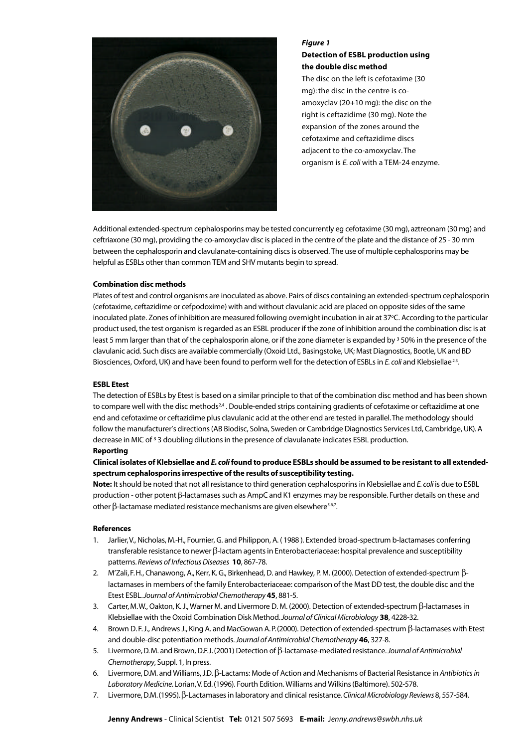***Figure 1***

**Detection of ESBL production using the double disc method**

The disc on the left is cefotaxime (30 mg): the disc in the centre is co-amoxyclav (20+10 mg): the disc on the right is ceftazidime (30 mg). Note the expansion of the zones around the cefotaxime and ceftazidime discs adjacent to the co-amoxyclav. The organism is *E. coli* with a TEM-24 enzyme.

Additional extended-spectrum cephalosporins may be tested concurrently eg cefotaxime (30 mg), aztreonam (30 mg) and ceftriaxone (30 mg), providing the co-amoxyclav disc is placed in the centre of the plate and the distance of 25 - 30 mm between the cephalosporin and clavulanate-containing discs is observed. The use of multiple cephalosporins may be helpful as ESBLs other than common TEM and SHV mutants begin to spread.

**Combination disc methods**

Plates of test and control organisms are inoculated as above. Pairs of discs containing an extended-spectrum cephalosporin (cefotaxime, ceftazidime or cefpodoxime) with and without clavulanic acid are placed on opposite sides of the same inoculated plate. Zones of inhibition are measured following overnight incubation in air at 37°C. According to the particular product used, the test organism is regarded as an ESBL producer if the zone of inhibition around the combination disc is at least 5 mm larger than that of the cephalosporin alone, or if the zone diameter is expanded by ³ 50% in the presence of the clavulanic acid. Such discs are available commercially (Oxoid Ltd., Basingstoke, UK; Mast Diagnostics, Bootle, UK and BD Biosciences, Oxford, UK) and have been found to perform well for the detection of ESBLs in *E. coli* and Klebsiellae [2,3].

**ESBL Etest**

The detection of ESBLs by Etest is based on a similar principle to that of the combination disc method and has been shown to compare well with the disc methods[2,4]. Double-ended strips containing gradients of cefotaxime or ceftazidime at one end and cefotaxime or ceftazidime plus clavulanic acid at the other end are tested in parallel. The methodology should follow the manufacturer's directions (AB Biodisc, Solna, Sweden or Cambridge Diagnostics Services Ltd, Cambridge, UK). A decrease in MIC of ³ 3 doubling dilutions in the presence of clavulanate indicates ESBL production.

**Reporting**

**Clinical isolates of Klebsiellae and *E. coli* found to produce ESBLs should be assumed to be resistant to all extended-spectrum cephalosporins irrespective of the results of susceptibility testing.**

**Note:** It should be noted that not all resistance to third generation cephalosporins in Klebsiellae and *E. coli* is due to ESBL production - other potent β-lactamases such as AmpC and K1 enzymes may be responsible. Further details on these and other β-lactamase mediated resistance mechanisms are given elsewhere[5,6,7].

**References**

1. Jarlier, V., Nicholas, M.-H., Fournier, G. and Philippon, A. ( 1988 ). Extended broad-spectrum b-lactamases conferring transferable resistance to newer β-lactam agents in Enterobacteriaceae: hospital prevalence and susceptibility patterns. *Reviews of Infectious Diseases* **10**, 867-78.
2. M'Zali, F. H., Chanawong, A., Kerr, K. G., Birkenhead, D. and Hawkey, P. M. (2000). Detection of extended-spectrum β-lactamases in members of the family Enterobacteriaceae: comparison of the Mast DD test, the double disc and the Etest ESBL. *Journal of Antimicrobial Chemotherapy* **45**, 881-5.
3. Carter, M. W., Oakton, K. J., Warner M. and Livermore D. M. (2000). Detection of extended-spectrum β-lactamases in Klebsiellae with the Oxoid Combination Disk Method. *Journal of Clinical Microbiology* **38**, 4228-32.
4. Brown D. F. J., Andrews J., King A. and MacGowan A. P. (2000). Detection of extended-spectrum β-lactamases with Etest and double-disc potentiation methods. *Journal of Antimicrobial Chemotherapy* **46**, 327-8.
5. Livermore, D. M. and Brown, D.F.J. (2001) Detection of β-lactamase-mediated resistance. *Journal of Antimicrobial Chemotherapy*, Suppl. 1, In press.
6. Livermore, D.M. and Williams, J.D. β-Lactams: Mode of Action and Mechanisms of Bacterial Resistance in *Antibiotics in Laboratory Medicine*. Lorian, V. Ed. (1996). Fourth Edition. Williams and Wilkins (Baltimore). 502-578.
7. Livermore, D.M. (1995). β-Lactamases in laboratory and clinical resistance. *Clinical Microbiology Reviews* 8, 557-584.

**Jenny Andrews** - Clinical Scientist **Tel:** 0121 507 5693 **E-mail:** *Jenny.andrews@swbh.nhs.uk*